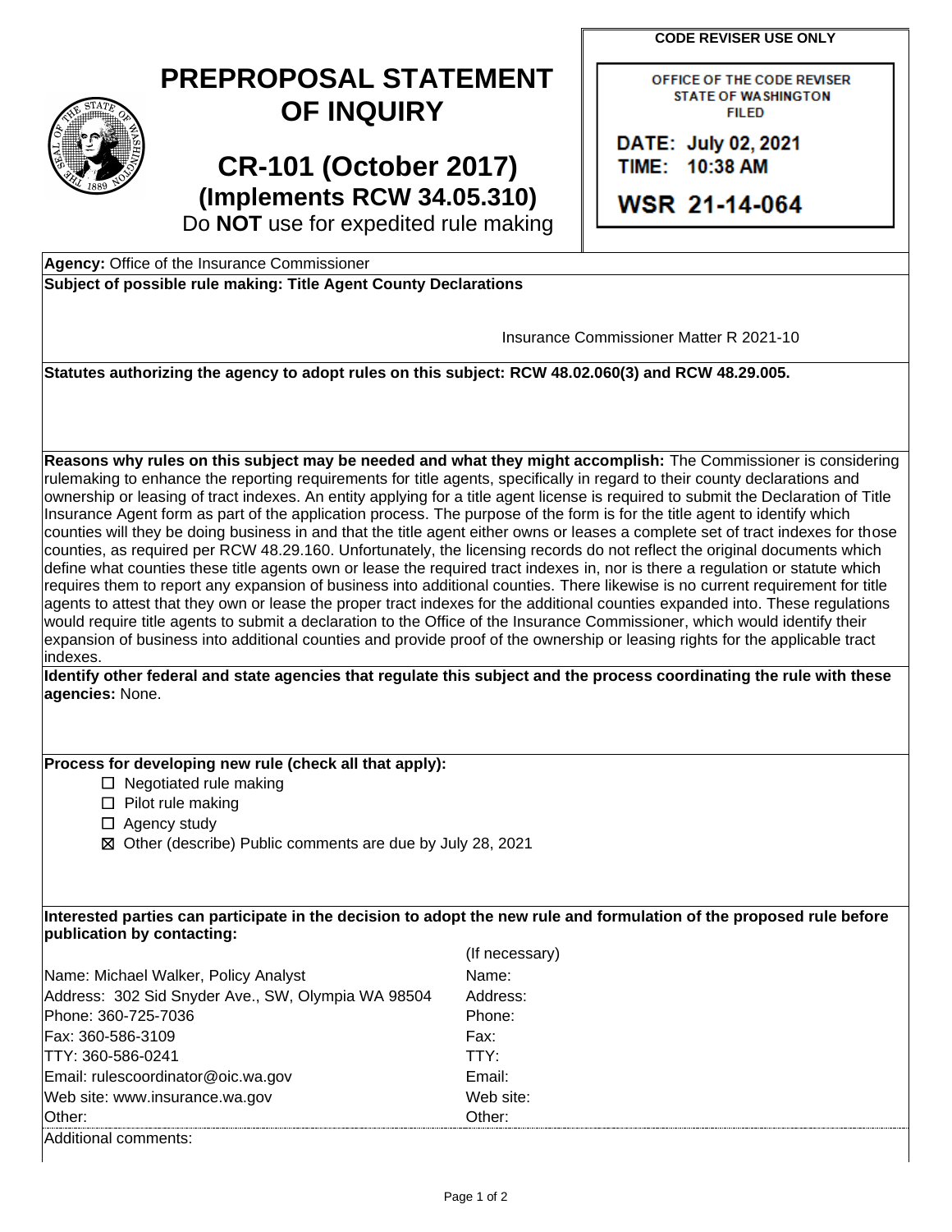**CODE REVISER USE ONLY**

OFFICE OF THE CODE REVISER
STATE OF WASHINGTON
FILED

DATE: July 02, 2021
TIME: 10:38 AM

WSR 21-14-064

# PREPROPOSAL STATEMENT OF INQUIRY

## CR-101 (October 2017)
### (Implements RCW 34.05.310)

Do **NOT** use for expedited rule making

**Agency:** Office of the Insurance Commissioner

**Subject of possible rule making: Title Agent County Declarations**

Insurance Commissioner Matter R 2021-10

**Statutes authorizing the agency to adopt rules on this subject: RCW 48.02.060(3) and RCW 48.29.005.**

**Reasons why rules on this subject may be needed and what they might accomplish:** The Commissioner is considering rulemaking to enhance the reporting requirements for title agents, specifically in regard to their county declarations and ownership or leasing of tract indexes. An entity applying for a title agent license is required to submit the Declaration of Title Insurance Agent form as part of the application process. The purpose of the form is for the title agent to identify which counties will they be doing business in and that the title agent either owns or leases a complete set of tract indexes for those counties, as required per RCW 48.29.160. Unfortunately, the licensing records do not reflect the original documents which define what counties these title agents own or lease the required tract indexes in, nor is there a regulation or statute which requires them to report any expansion of business into additional counties. There likewise is no current requirement for title agents to attest that they own or lease the proper tract indexes for the additional counties expanded into. These regulations would require title agents to submit a declaration to the Office of the Insurance Commissioner, which would identify their expansion of business into additional counties and provide proof of the ownership or leasing rights for the applicable tract indexes.

**Identify other federal and state agencies that regulate this subject and the process coordinating the rule with these agencies:** None.

**Process for developing new rule (check all that apply):**

- ☐ Negotiated rule making
- ☐ Pilot rule making
- ☐ Agency study
- ☒ Other (describe) Public comments are due by July 28, 2021

**Interested parties can participate in the decision to adopt the new rule and formulation of the proposed rule before publication by contacting:**

| | (If necessary) |
|---|---|
| Name: Michael Walker, Policy Analyst | Name: |
| Address: 302 Sid Snyder Ave., SW, Olympia WA 98504 | Address: |
| Phone: 360-725-7036 | Phone: |
| Fax: 360-586-3109 | Fax: |
| TTY: 360-586-0241 | TTY: |
| Email: rulescoordinator@oic.wa.gov | Email: |
| Web site: www.insurance.wa.gov | Web site: |
| Other: | Other: |

Additional comments: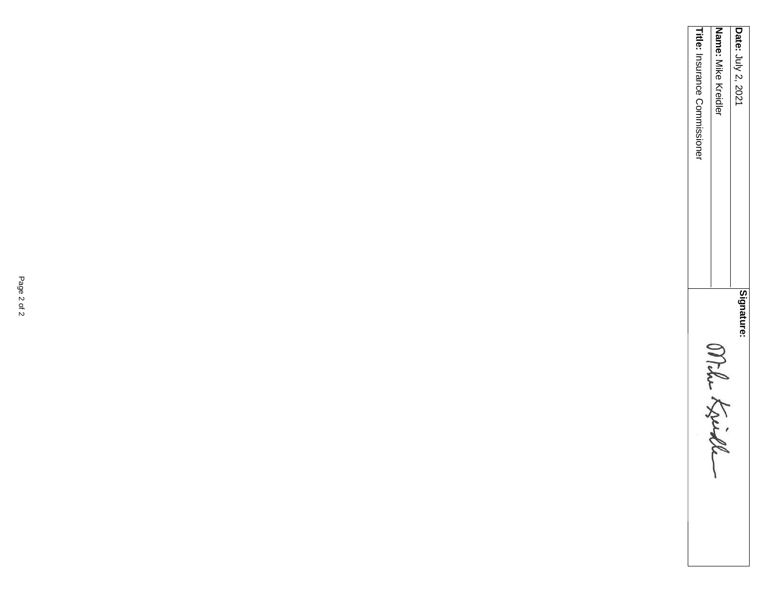| | |
|---|---|
| **Date:** July 2, 2021 | **Signature:** |
| **Name:** Mike Kreidler | |
| **Title:** Insurance Commissioner | |